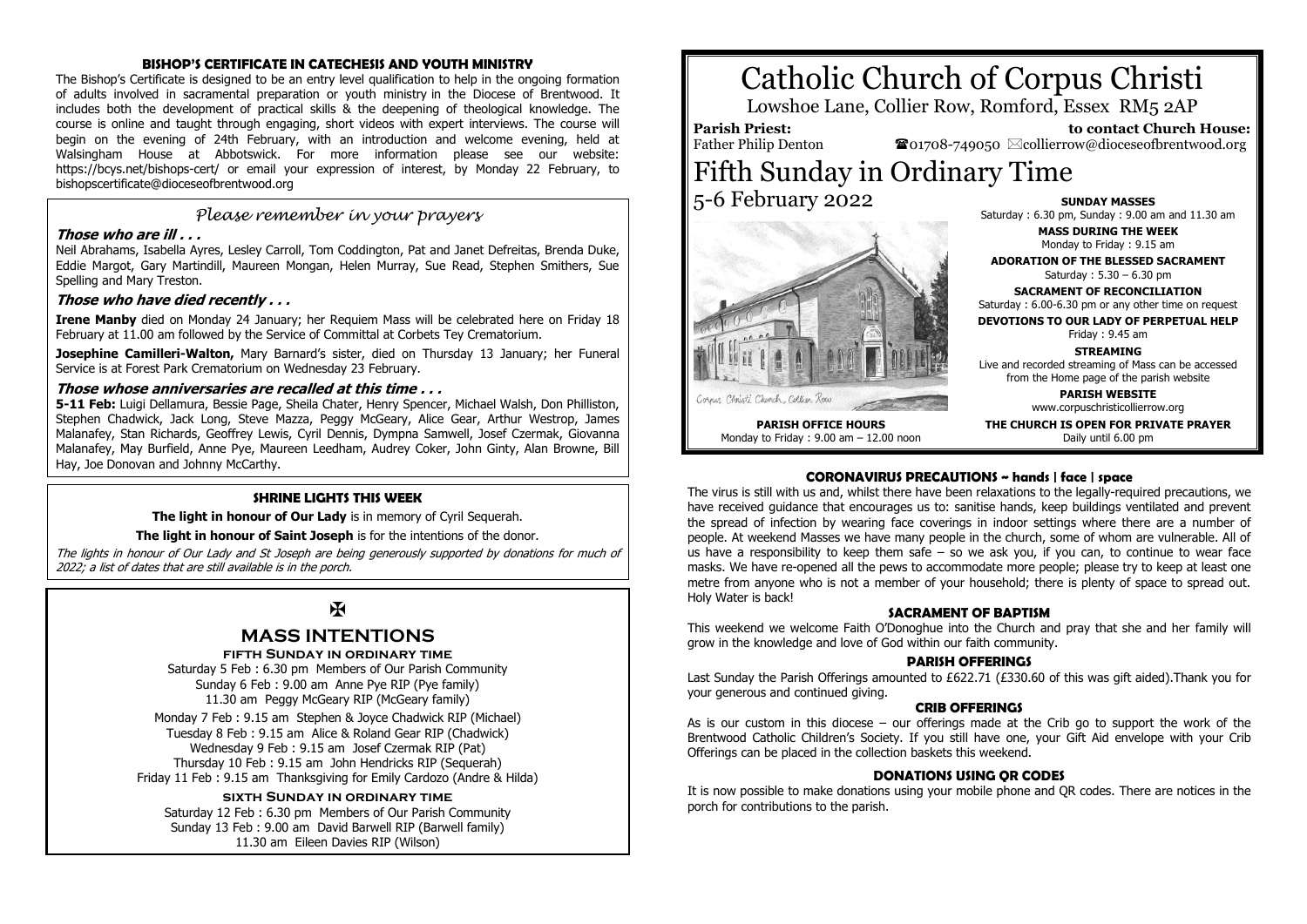# Catholic Church of Corpus Christi

Lowshoe Lane, Collier Row, Romford, Essex RM5 2AP

**Parish Priest:** Father Philip Denton

**to contact Church House:** ☎01708-749050 ✉collierrow@dioceseofbrentwood.org

# Fifth Sunday in Ordinary Time

5-6 February 2022

**SUNDAY MASSES**
Saturday : 6.30 pm, Sunday : 9.00 am and 11.30 am

**MASS DURING THE WEEK**
Monday to Friday : 9.15 am

**ADORATION OF THE BLESSED SACRAMENT**
Saturday : 5.30 – 6.30 pm

**SACRAMENT OF RECONCILIATION**
Saturday : 6.00-6.30 pm or any other time on request

**DEVOTIONS TO OUR LADY OF PERPETUAL HELP**
Friday : 9.45 am

**STREAMING**
Live and recorded streaming of Mass can be accessed from the Home page of the parish website

**PARISH WEBSITE**
www.corpuschristicollierrow.org

**THE CHURCH IS OPEN FOR PRIVATE PRAYER**
Daily until 6.00 pm

**PARISH OFFICE HOURS**
Monday to Friday : 9.00 am – 12.00 noon

### CORONAVIRUS PRECAUTIONS ~ hands | face | space

The virus is still with us and, whilst there have been relaxations to the legally-required precautions, we have received guidance that encourages us to: sanitise hands, keep buildings ventilated and prevent the spread of infection by wearing face coverings in indoor settings where there are a number of people. At weekend Masses we have many people in the church, some of whom are vulnerable. All of us have a responsibility to keep them safe – so we ask you, if you can, to continue to wear face masks. We have re-opened all the pews to accommodate more people; please try to keep at least one metre from anyone who is not a member of your household; there is plenty of space to spread out. Holy Water is back!

### SACRAMENT OF BAPTISM

This weekend we welcome Faith O'Donoghue into the Church and pray that she and her family will grow in the knowledge and love of God within our faith community.

### PARISH OFFERINGS

Last Sunday the Parish Offerings amounted to £622.71 (£330.60 of this was gift aided).Thank you for your generous and continued giving.

### CRIB OFFERINGS

As is our custom in this diocese – our offerings made at the Crib go to support the work of the Brentwood Catholic Children's Society. If you still have one, your Gift Aid envelope with your Crib Offerings can be placed in the collection baskets this weekend.

### DONATIONS USING QR CODES

It is now possible to make donations using your mobile phone and QR codes. There are notices in the porch for contributions to the parish.

### BISHOP'S CERTIFICATE IN CATECHESIS AND YOUTH MINISTRY

The Bishop's Certificate is designed to be an entry level qualification to help in the ongoing formation of adults involved in sacramental preparation or youth ministry in the Diocese of Brentwood. It includes both the development of practical skills & the deepening of theological knowledge. The course is online and taught through engaging, short videos with expert interviews. The course will begin on the evening of 24th February, with an introduction and welcome evening, held at Walsingham House at Abbotswick. For more information please see our website: https://bcys.net/bishops-cert/ or email your expression of interest, by Monday 22 February, to bishopscertificate@dioceseofbrentwood.org

## *Please remember in your prayers*

***Those who are ill . . .***

Neil Abrahams, Isabella Ayres, Lesley Carroll, Tom Coddington, Pat and Janet Defreitas, Brenda Duke, Eddie Margot, Gary Martindill, Maureen Mongan, Helen Murray, Sue Read, Stephen Smithers, Sue Spelling and Mary Treston.

***Those who have died recently . . .***

**Irene Manby** died on Monday 24 January; her Requiem Mass will be celebrated here on Friday 18 February at 11.00 am followed by the Service of Committal at Corbets Tey Crematorium.

**Josephine Camilleri-Walton,** Mary Barnard's sister, died on Thursday 13 January; her Funeral Service is at Forest Park Crematorium on Wednesday 23 February.

***Those whose anniversaries are recalled at this time . . .***

**5-11 Feb:** Luigi Dellamura, Bessie Page, Sheila Chater, Henry Spencer, Michael Walsh, Don Philliston, Stephen Chadwick, Jack Long, Steve Mazza, Peggy McGeary, Alice Gear, Arthur Westrop, James Malanafey, Stan Richards, Geoffrey Lewis, Cyril Dennis, Dympna Samwell, Josef Czermak, Giovanna Malanafey, May Burfield, Anne Pye, Maureen Leedham, Audrey Coker, John Ginty, Alan Browne, Bill Hay, Joe Donovan and Johnny McCarthy.

### SHRINE LIGHTS THIS WEEK

**The light in honour of Our Lady** is in memory of Cyril Sequerah.

**The light in honour of Saint Joseph** is for the intentions of the donor.

*The lights in honour of Our Lady and St Joseph are being generously supported by donations for much of 2022; a list of dates that are still available is in the porch.*

✠

## MASS INTENTIONS

**FIFTH SUNDAY IN ORDINARY TIME**

Saturday 5 Feb : 6.30 pm Members of Our Parish Community
Sunday 6 Feb : 9.00 am Anne Pye RIP (Pye family)
11.30 am Peggy McGeary RIP (McGeary family)

Monday 7 Feb : 9.15 am Stephen & Joyce Chadwick RIP (Michael)
Tuesday 8 Feb : 9.15 am Alice & Roland Gear RIP (Chadwick)
Wednesday 9 Feb : 9.15 am Josef Czermak RIP (Pat)
Thursday 10 Feb : 9.15 am John Hendricks RIP (Sequerah)
Friday 11 Feb : 9.15 am Thanksgiving for Emily Cardozo (Andre & Hilda)

**SIXTH SUNDAY IN ORDINARY TIME**

Saturday 12 Feb : 6.30 pm Members of Our Parish Community
Sunday 13 Feb : 9.00 am David Barwell RIP (Barwell family)
11.30 am Eileen Davies RIP (Wilson)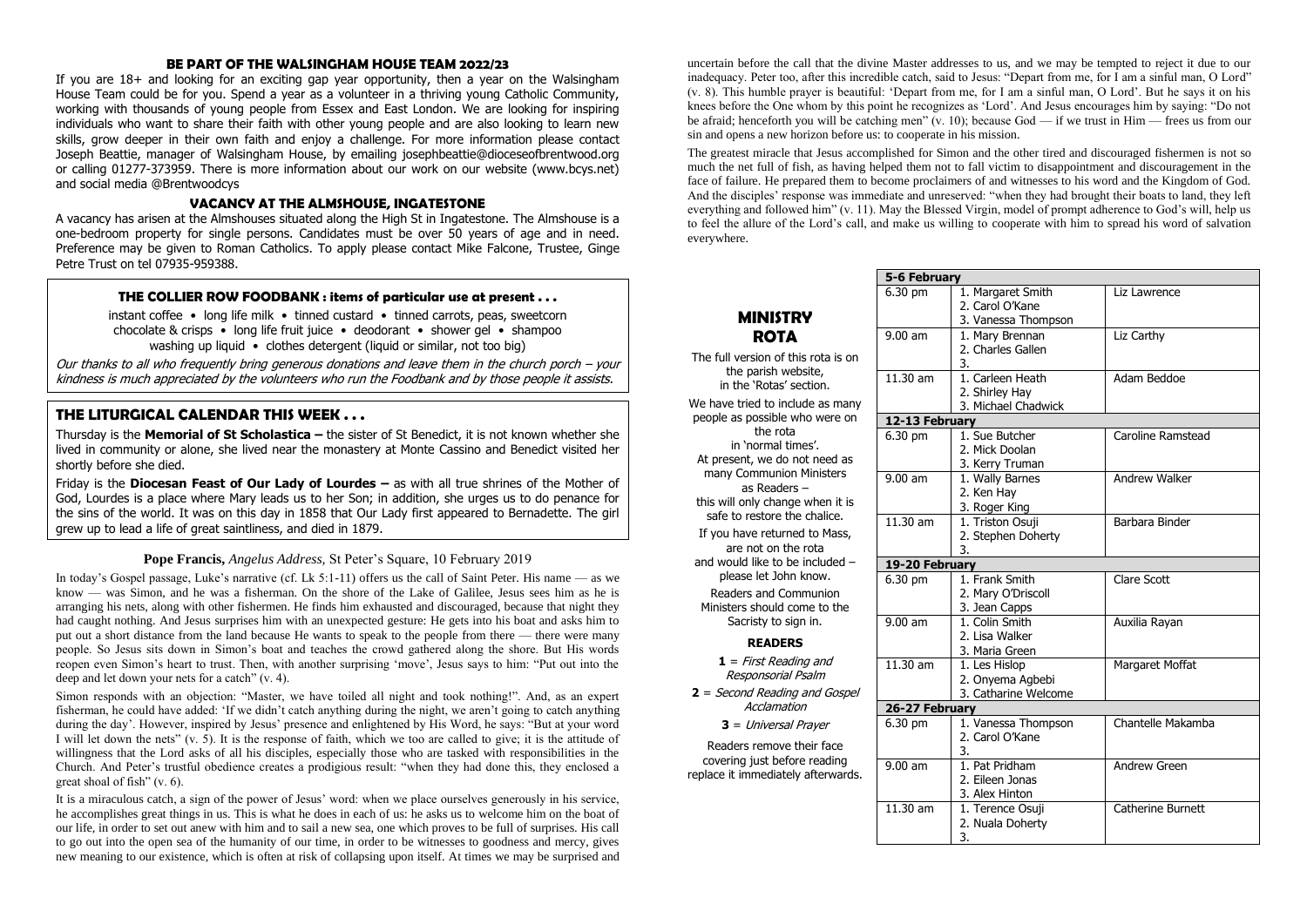### BE PART OF THE WALSINGHAM HOUSE TEAM 2022/23

If you are 18+ and looking for an exciting gap year opportunity, then a year on the Walsingham House Team could be for you. Spend a year as a volunteer in a thriving young Catholic Community, working with thousands of young people from Essex and East London. We are looking for inspiring individuals who want to share their faith with other young people and are also looking to learn new skills, grow deeper in their own faith and enjoy a challenge. For more information please contact Joseph Beattie, manager of Walsingham House, by emailing josephbeattie@dioceseofbrentwood.org or calling 01277-373959. There is more information about our work on our website (www.bcys.net) and social media @Brentwoodcys

### VACANCY AT THE ALMSHOUSE, INGATESTONE

A vacancy has arisen at the Almshouses situated along the High St in Ingatestone. The Almshouse is a one-bedroom property for single persons. Candidates must be over 50 years of age and in need. Preference may be given to Roman Catholics. To apply please contact Mike Falcone, Trustee, Ginge Petre Trust on tel 07935-959388.

### THE COLLIER ROW FOODBANK : items of particular use at present . . .

instant coffee • long life milk • tinned custard • tinned carrots, peas, sweetcorn
chocolate & crisps • long life fruit juice • deodorant • shower gel • shampoo
washing up liquid • clothes detergent (liquid or similar, not too big)

*Our thanks to all who frequently bring generous donations and leave them in the church porch – your kindness is much appreciated by the volunteers who run the Foodbank and by those people it assists.*

## THE LITURGICAL CALENDAR THIS WEEK . . .

Thursday is the **Memorial of St Scholastica –** the sister of St Benedict, it is not known whether she lived in community or alone, she lived near the monastery at Monte Cassino and Benedict visited her shortly before she died.

Friday is the **Diocesan Feast of Our Lady of Lourdes –** as with all true shrines of the Mother of God, Lourdes is a place where Mary leads us to her Son; in addition, she urges us to do penance for the sins of the world. It was on this day in 1858 that Our Lady first appeared to Bernadette. The girl grew up to lead a life of great saintliness, and died in 1879.

### Pope Francis, *Angelus Address,* St Peter's Square, 10 February 2019

In today's Gospel passage, Luke's narrative (cf. Lk 5:1-11) offers us the call of Saint Peter. His name — as we know — was Simon, and he was a fisherman. On the shore of the Lake of Galilee, Jesus sees him as he is arranging his nets, along with other fishermen. He finds him exhausted and discouraged, because that night they had caught nothing. And Jesus surprises him with an unexpected gesture: He gets into his boat and asks him to put out a short distance from the land because He wants to speak to the people from there — there were many people. So Jesus sits down in Simon's boat and teaches the crowd gathered along the shore. But His words reopen even Simon's heart to trust. Then, with another surprising 'move', Jesus says to him: "Put out into the deep and let down your nets for a catch" (v. 4).

Simon responds with an objection: "Master, we have toiled all night and took nothing!". And, as an expert fisherman, he could have added: 'If we didn't catch anything during the night, we aren't going to catch anything during the day'. However, inspired by Jesus' presence and enlightened by His Word, he says: "But at your word I will let down the nets" (v. 5). It is the response of faith, which we too are called to give; it is the attitude of willingness that the Lord asks of all his disciples, especially those who are tasked with responsibilities in the Church. And Peter's trustful obedience creates a prodigious result: "when they had done this, they enclosed a great shoal of fish" (v. 6).

It is a miraculous catch, a sign of the power of Jesus' word: when we place ourselves generously in his service, he accomplishes great things in us. This is what he does in each of us: he asks us to welcome him on the boat of our life, in order to set out anew with him and to sail a new sea, one which proves to be full of surprises. His call to go out into the open sea of the humanity of our time, in order to be witnesses to goodness and mercy, gives new meaning to our existence, which is often at risk of collapsing upon itself. At times we may be surprised and uncertain before the call that the divine Master addresses to us, and we may be tempted to reject it due to our inadequacy. Peter too, after this incredible catch, said to Jesus: "Depart from me, for I am a sinful man, O Lord" (v. 8). This humble prayer is beautiful: 'Depart from me, for I am a sinful man, O Lord'. But he says it on his knees before the One whom by this point he recognizes as 'Lord'. And Jesus encourages him by saying: "Do not be afraid; henceforth you will be catching men" (v. 10); because God — if we trust in Him — frees us from our sin and opens a new horizon before us: to cooperate in his mission.

The greatest miracle that Jesus accomplished for Simon and the other tired and discouraged fishermen is not so much the net full of fish, as having helped them not to fall victim to disappointment and discouragement in the face of failure. He prepared them to become proclaimers of and witnesses to his word and the Kingdom of God. And the disciples' response was immediate and unreserved: "when they had brought their boats to land, they left everything and followed him" (v. 11). May the Blessed Virgin, model of prompt adherence to God's will, help us to feel the allure of the Lord's call, and make us willing to cooperate with him to spread his word of salvation everywhere.

## MINISTRY ROTA

The full version of this rota is on the parish website, in the 'Rotas' section.

We have tried to include as many people as possible who were on the rota in 'normal times'.

At present, we do not need as many Communion Ministers as Readers – this will only change when it is safe to restore the chalice.

If you have returned to Mass, are not on the rota and would like to be included – please let John know.

Readers and Communion Ministers should come to the Sacristy to sign in.

**READERS**

**1** = *First Reading and Responsorial Psalm*

**2** = *Second Reading and Gospel Acclamation*

**3** = *Universal Prayer*

Readers remove their face covering just before reading replace it immediately afterwards.

| | | |
|---|---|---|
| **5-6 February** | | |
| 6.30 pm | 1. Margaret Smith<br>2. Carol O'Kane<br>3. Vanessa Thompson | Liz Lawrence |
| 9.00 am | 1. Mary Brennan<br>2. Charles Gallen<br>3. | Liz Carthy |
| 11.30 am | 1. Carleen Heath<br>2. Shirley Hay<br>3. Michael Chadwick | Adam Beddoe |
| **12-13 February** | | |
| 6.30 pm | 1. Sue Butcher<br>2. Mick Doolan<br>3. Kerry Truman | Caroline Ramstead |
| 9.00 am | 1. Wally Barnes<br>2. Ken Hay<br>3. Roger King | Andrew Walker |
| 11.30 am | 1. Triston Osuji<br>2. Stephen Doherty<br>3. | Barbara Binder |
| **19-20 February** | | |
| 6.30 pm | 1. Frank Smith<br>2. Mary O'Driscoll<br>3. Jean Capps | Clare Scott |
| 9.00 am | 1. Colin Smith<br>2. Lisa Walker<br>3. Maria Green | Auxilia Rayan |
| 11.30 am | 1. Les Hislop<br>2. Onyema Agbebi<br>3. Catharine Welcome | Margaret Moffat |
| **26-27 February** | | |
| 6.30 pm | 1. Vanessa Thompson<br>2. Carol O'Kane<br>3. | Chantelle Makamba |
| 9.00 am | 1. Pat Pridham<br>2. Eileen Jonas<br>3. Alex Hinton | Andrew Green |
| 11.30 am | 1. Terence Osuji<br>2. Nuala Doherty<br>3. | Catherine Burnett |